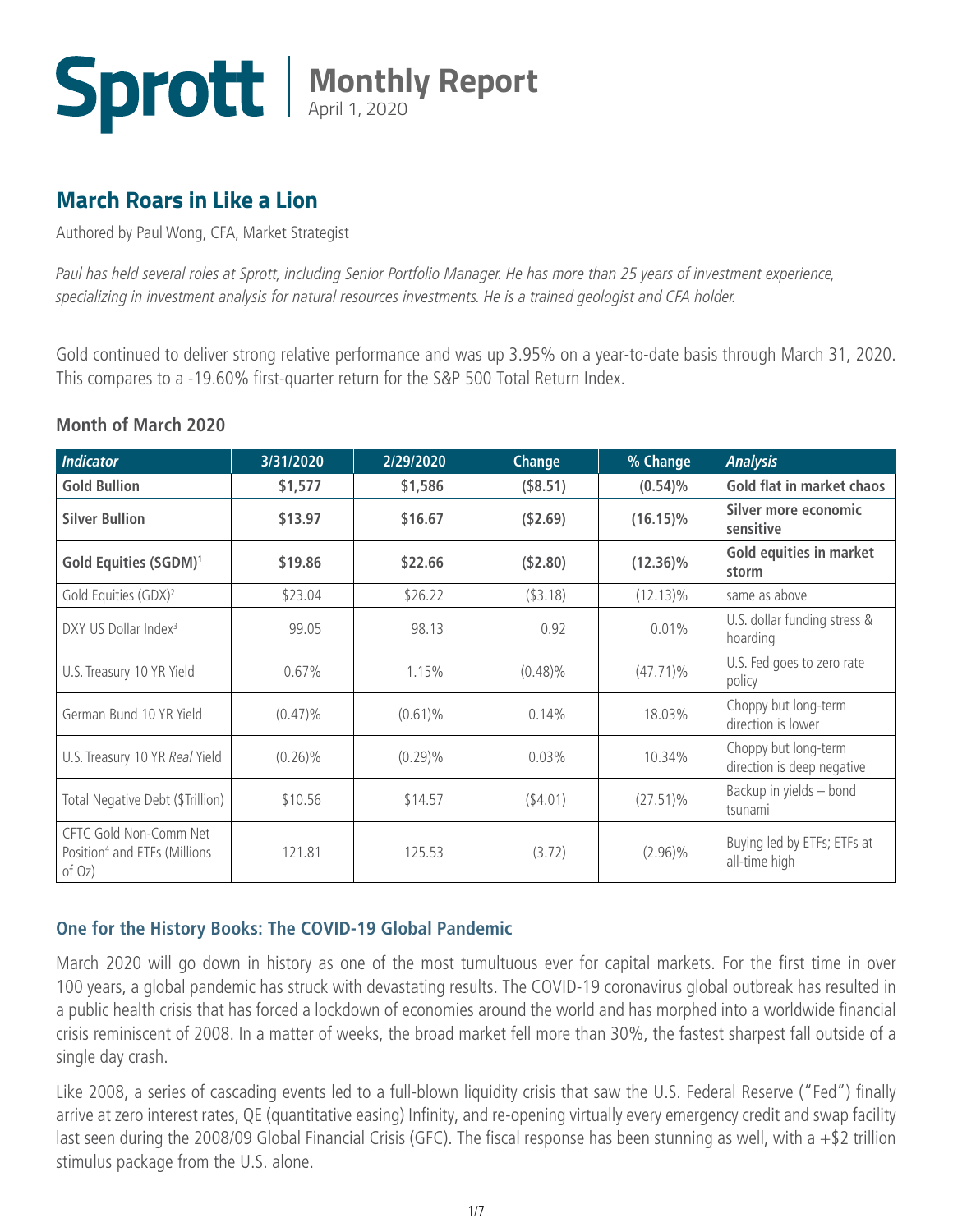# Sprott | Monthly Report

April 1, 2020

## March Roars in Like a Lion

Authored by Paul Wong, CFA, Market Strategist

*Paul has held several roles at Sprott, including Senior Portfolio Manager. He has more than 25 years of investment experience, specializing in investment analysis for natural resources investments. He is a trained geologist and CFA holder.*

Gold continued to deliver strong relative performance and was up 3.95% on a year-to-date basis through March 31, 2020. This compares to a -19.60% first-quarter return for the S&P 500 Total Return Index.

### Month of March 2020

| *Indicator* | 3/31/2020 | 2/29/2020 | Change | % Change | *Analysis* |
|---|---|---|---|---|---|
| **Gold Bullion** | **$1,577** | **$1,586** | **($8.51)** | **(0.54)%** | **Gold flat in market chaos** |
| **Silver Bullion** | **$13.97** | **$16.67** | **($2.69)** | **(16.15)%** | **Silver more economic sensitive** |
| **Gold Equities (SGDM)[1]** | **$19.86** | **$22.66** | **($2.80)** | **(12.36)%** | **Gold equities in market storm** |
| Gold Equities (GDX)[2] | $23.04 | $26.22 | ($3.18) | (12.13)% | same as above |
| DXY US Dollar Index[3] | 99.05 | 98.13 | 0.92 | 0.01% | U.S. dollar funding stress & hoarding |
| U.S. Treasury 10 YR Yield | 0.67% | 1.15% | (0.48)% | (47.71)% | U.S. Fed goes to zero rate policy |
| German Bund 10 YR Yield | (0.47)% | (0.61)% | 0.14% | 18.03% | Choppy but long-term direction is lower |
| U.S. Treasury 10 YR *Real* Yield | (0.26)% | (0.29)% | 0.03% | 10.34% | Choppy but long-term direction is deep negative |
| Total Negative Debt ($Trillion) | $10.56 | $14.57 | ($4.01) | (27.51)% | Backup in yields – bond tsunami |
| CFTC Gold Non-Comm Net Position[4] and ETFs (Millions of Oz) | 121.81 | 125.53 | (3.72) | (2.96)% | Buying led by ETFs; ETFs at all-time high |

### One for the History Books: The COVID-19 Global Pandemic

March 2020 will go down in history as one of the most tumultuous ever for capital markets. For the first time in over 100 years, a global pandemic has struck with devastating results. The COVID-19 coronavirus global outbreak has resulted in a public health crisis that has forced a lockdown of economies around the world and has morphed into a worldwide financial crisis reminiscent of 2008. In a matter of weeks, the broad market fell more than 30%, the fastest sharpest fall outside of a single day crash.

Like 2008, a series of cascading events led to a full-blown liquidity crisis that saw the U.S. Federal Reserve ("Fed") finally arrive at zero interest rates, QE (quantitative easing) Infinity, and re-opening virtually every emergency credit and swap facility last seen during the 2008/09 Global Financial Crisis (GFC). The fiscal response has been stunning as well, with a +$2 trillion stimulus package from the U.S. alone.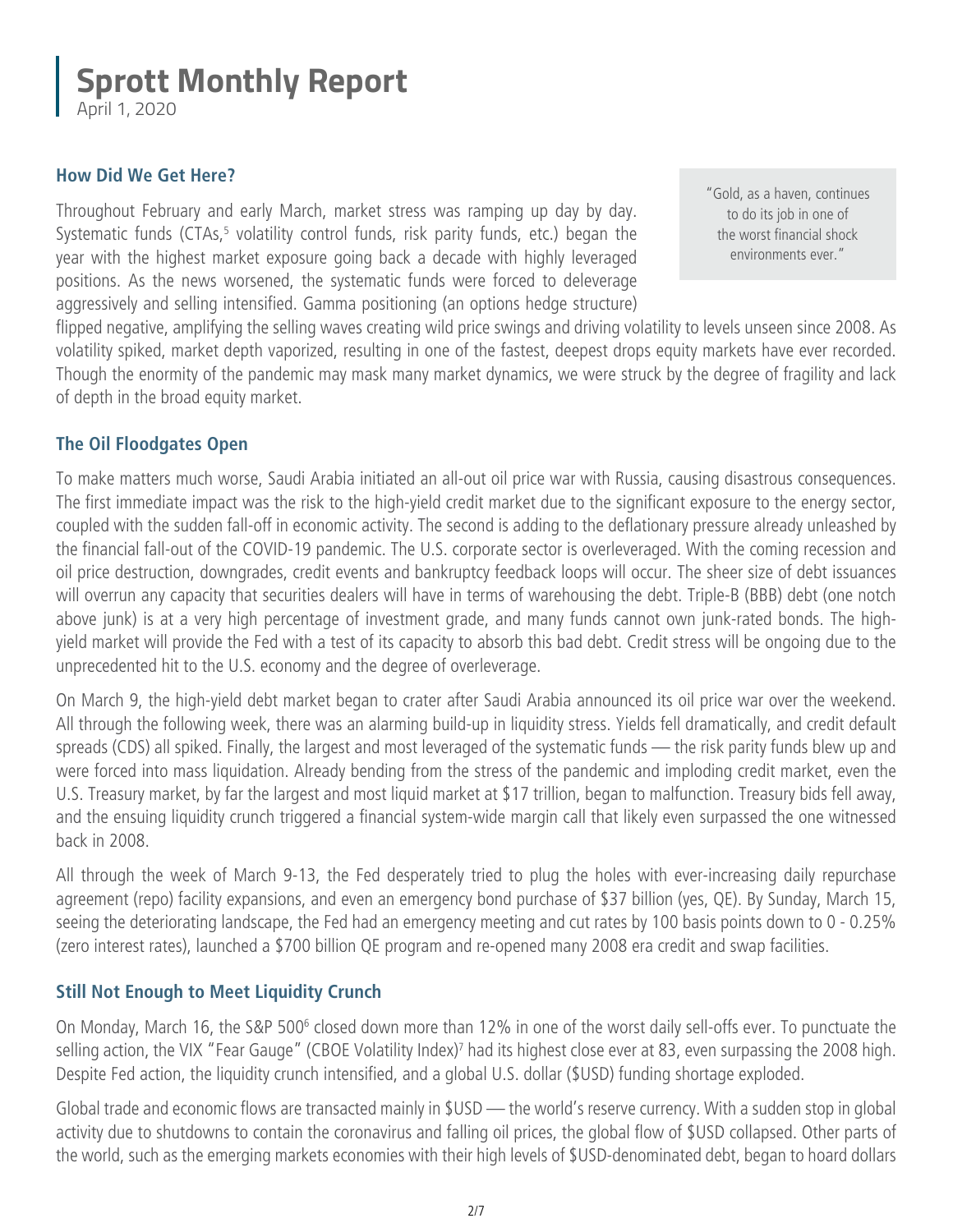# Sprott Monthly Report

April 1, 2020

## How Did We Get Here?

> "Gold, as a haven, continues to do its job in one of the worst financial shock environments ever."

Throughout February and early March, market stress was ramping up day by day. Systematic funds (CTAs,[5] volatility control funds, risk parity funds, etc.) began the year with the highest market exposure going back a decade with highly leveraged positions. As the news worsened, the systematic funds were forced to deleverage aggressively and selling intensified. Gamma positioning (an options hedge structure) flipped negative, amplifying the selling waves creating wild price swings and driving volatility to levels unseen since 2008. As volatility spiked, market depth vaporized, resulting in one of the fastest, deepest drops equity markets have ever recorded. Though the enormity of the pandemic may mask many market dynamics, we were struck by the degree of fragility and lack of depth in the broad equity market.

## The Oil Floodgates Open

To make matters much worse, Saudi Arabia initiated an all-out oil price war with Russia, causing disastrous consequences. The first immediate impact was the risk to the high-yield credit market due to the significant exposure to the energy sector, coupled with the sudden fall-off in economic activity. The second is adding to the deflationary pressure already unleashed by the financial fall-out of the COVID-19 pandemic. The U.S. corporate sector is overleveraged. With the coming recession and oil price destruction, downgrades, credit events and bankruptcy feedback loops will occur. The sheer size of debt issuances will overrun any capacity that securities dealers will have in terms of warehousing the debt. Triple-B (BBB) debt (one notch above junk) is at a very high percentage of investment grade, and many funds cannot own junk-rated bonds. The high-yield market will provide the Fed with a test of its capacity to absorb this bad debt. Credit stress will be ongoing due to the unprecedented hit to the U.S. economy and the degree of overleverage.

On March 9, the high-yield debt market began to crater after Saudi Arabia announced its oil price war over the weekend. All through the following week, there was an alarming build-up in liquidity stress. Yields fell dramatically, and credit default spreads (CDS) all spiked. Finally, the largest and most leveraged of the systematic funds — the risk parity funds blew up and were forced into mass liquidation. Already bending from the stress of the pandemic and imploding credit market, even the U.S. Treasury market, by far the largest and most liquid market at $17 trillion, began to malfunction. Treasury bids fell away, and the ensuing liquidity crunch triggered a financial system-wide margin call that likely even surpassed the one witnessed back in 2008.

All through the week of March 9-13, the Fed desperately tried to plug the holes with ever-increasing daily repurchase agreement (repo) facility expansions, and even an emergency bond purchase of $37 billion (yes, QE). By Sunday, March 15, seeing the deteriorating landscape, the Fed had an emergency meeting and cut rates by 100 basis points down to 0 - 0.25% (zero interest rates), launched a $700 billion QE program and re-opened many 2008 era credit and swap facilities.

## Still Not Enough to Meet Liquidity Crunch

On Monday, March 16, the S&P 500[6] closed down more than 12% in one of the worst daily sell-offs ever. To punctuate the selling action, the VIX "Fear Gauge" (CBOE Volatility Index)[7] had its highest close ever at 83, even surpassing the 2008 high. Despite Fed action, the liquidity crunch intensified, and a global U.S. dollar ($USD) funding shortage exploded.

Global trade and economic flows are transacted mainly in $USD — the world's reserve currency. With a sudden stop in global activity due to shutdowns to contain the coronavirus and falling oil prices, the global flow of $USD collapsed. Other parts of the world, such as the emerging markets economies with their high levels of $USD-denominated debt, began to hoard dollars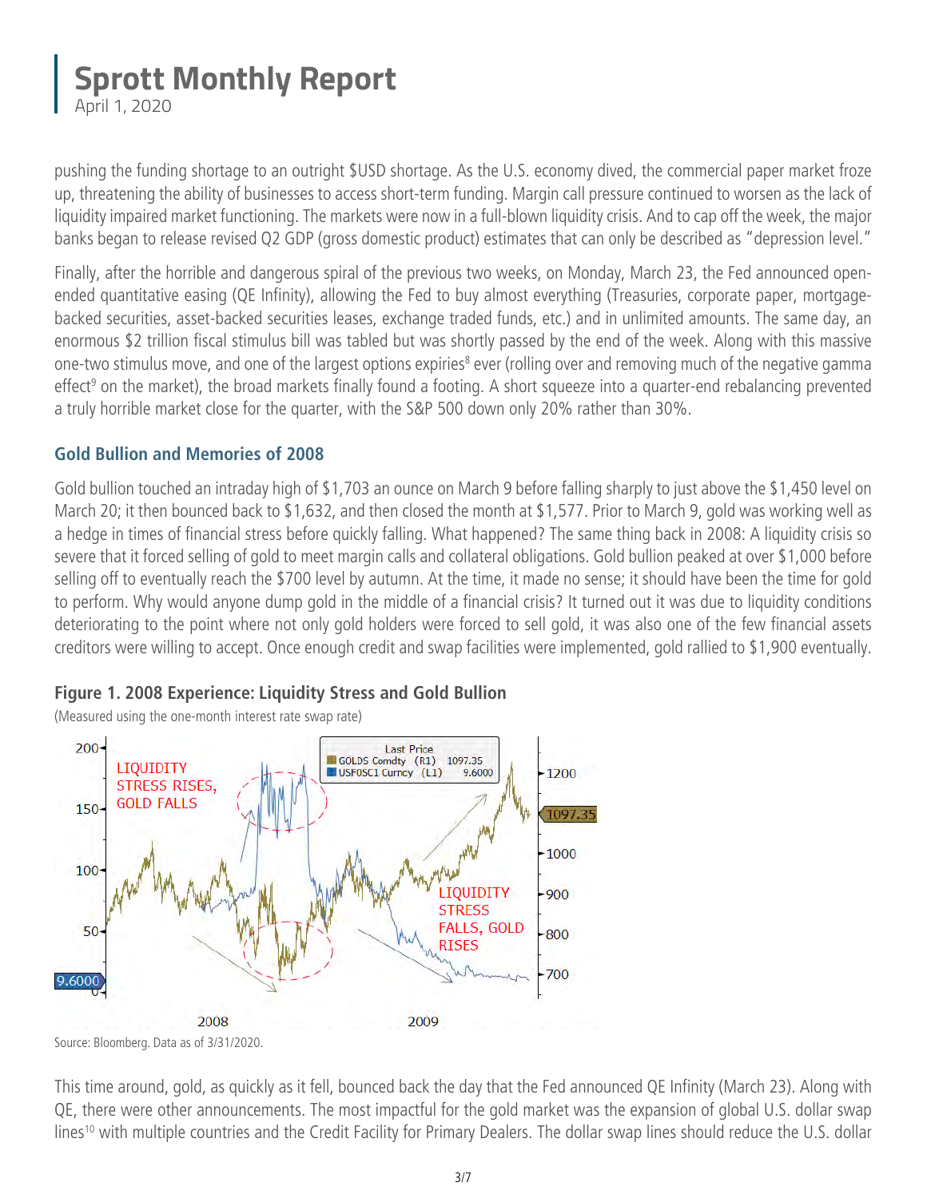pushing the funding shortage to an outright $USD shortage. As the U.S. economy dived, the commercial paper market froze up, threatening the ability of businesses to access short-term funding. Margin call pressure continued to worsen as the lack of liquidity impaired market functioning. The markets were now in a full-blown liquidity crisis. And to cap off the week, the major banks began to release revised Q2 GDP (gross domestic product) estimates that can only be described as "depression level."

Finally, after the horrible and dangerous spiral of the previous two weeks, on Monday, March 23, the Fed announced open-ended quantitative easing (QE Infinity), allowing the Fed to buy almost everything (Treasuries, corporate paper, mortgage-backed securities, asset-backed securities leases, exchange traded funds, etc.) and in unlimited amounts. The same day, an enormous $2 trillion fiscal stimulus bill was tabled but was shortly passed by the end of the week. Along with this massive one-two stimulus move, and one of the largest options expiries[8] ever (rolling over and removing much of the negative gamma effect[9] on the market), the broad markets finally found a footing. A short squeeze into a quarter-end rebalancing prevented a truly horrible market close for the quarter, with the S&P 500 down only 20% rather than 30%.

## Gold Bullion and Memories of 2008

Gold bullion touched an intraday high of $1,703 an ounce on March 9 before falling sharply to just above the $1,450 level on March 20; it then bounced back to $1,632, and then closed the month at $1,577. Prior to March 9, gold was working well as a hedge in times of financial stress before quickly falling. What happened? The same thing back in 2008: A liquidity crisis so severe that it forced selling of gold to meet margin calls and collateral obligations. Gold bullion peaked at over $1,000 before selling off to eventually reach the $700 level by autumn. At the time, it made no sense; it should have been the time for gold to perform. Why would anyone dump gold in the middle of a financial crisis? It turned out it was due to liquidity conditions deteriorating to the point where not only gold holders were forced to sell gold, it was also one of the few financial assets creditors were willing to accept. Once enough credit and swap facilities were implemented, gold rallied to $1,900 eventually.

**Figure 1. 2008 Experience: Liquidity Stress and Gold Bullion**

(Measured using the one-month interest rate swap rate)

Source: Bloomberg. Data as of 3/31/2020.

This time around, gold, as quickly as it fell, bounced back the day that the Fed announced QE Infinity (March 23). Along with QE, there were other announcements. The most impactful for the gold market was the expansion of global U.S. dollar swap lines[10] with multiple countries and the Credit Facility for Primary Dealers. The dollar swap lines should reduce the U.S. dollar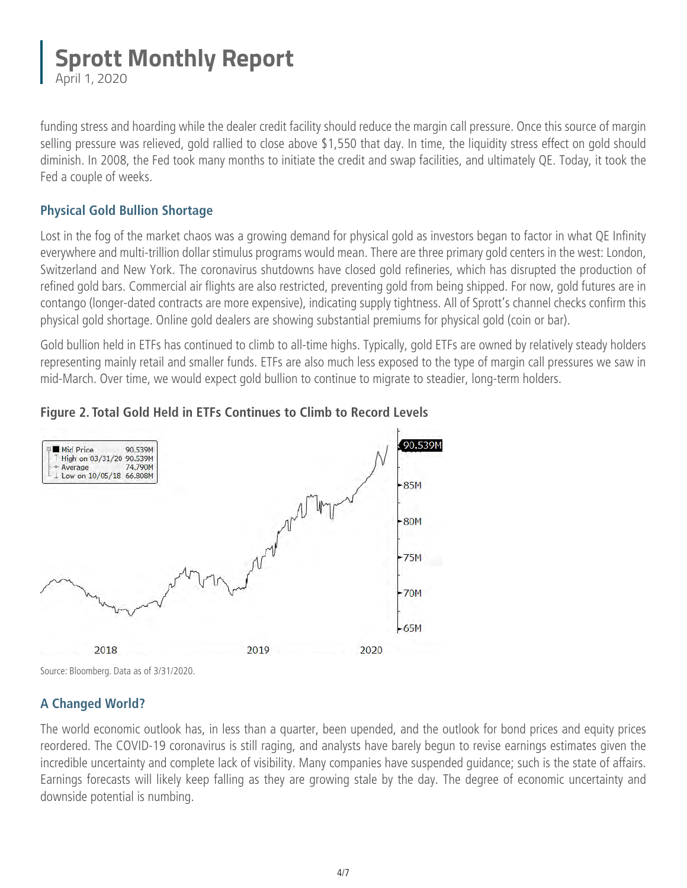funding stress and hoarding while the dealer credit facility should reduce the margin call pressure. Once this source of margin selling pressure was relieved, gold rallied to close above $1,550 that day. In time, the liquidity stress effect on gold should diminish. In 2008, the Fed took many months to initiate the credit and swap facilities, and ultimately QE. Today, it took the Fed a couple of weeks.

### Physical Gold Bullion Shortage

Lost in the fog of the market chaos was a growing demand for physical gold as investors began to factor in what QE Infinity everywhere and multi-trillion dollar stimulus programs would mean. There are three primary gold centers in the west: London, Switzerland and New York. The coronavirus shutdowns have closed gold refineries, which has disrupted the production of refined gold bars. Commercial air flights are also restricted, preventing gold from being shipped. For now, gold futures are in contango (longer-dated contracts are more expensive), indicating supply tightness. All of Sprott's channel checks confirm this physical gold shortage. Online gold dealers are showing substantial premiums for physical gold (coin or bar).

Gold bullion held in ETFs has continued to climb to all-time highs. Typically, gold ETFs are owned by relatively steady holders representing mainly retail and smaller funds. ETFs are also much less exposed to the type of margin call pressures we saw in mid-March. Over time, we would expect gold bullion to continue to migrate to steadier, long-term holders.

**Figure 2. Total Gold Held in ETFs Continues to Climb to Record Levels**

| | |
|---|---|
| Mid Price | 90.539M |
| High on 03/31/20 | 90.539M |
| Average | 74.790M |
| Low on 10/05/18 | 66.808M |

Source: Bloomberg. Data as of 3/31/2020.

### A Changed World?

The world economic outlook has, in less than a quarter, been upended, and the outlook for bond prices and equity prices reordered. The COVID-19 coronavirus is still raging, and analysts have barely begun to revise earnings estimates given the incredible uncertainty and complete lack of visibility. Many companies have suspended guidance; such is the state of affairs. Earnings forecasts will likely keep falling as they are growing stale by the day. The degree of economic uncertainty and downside potential is numbing.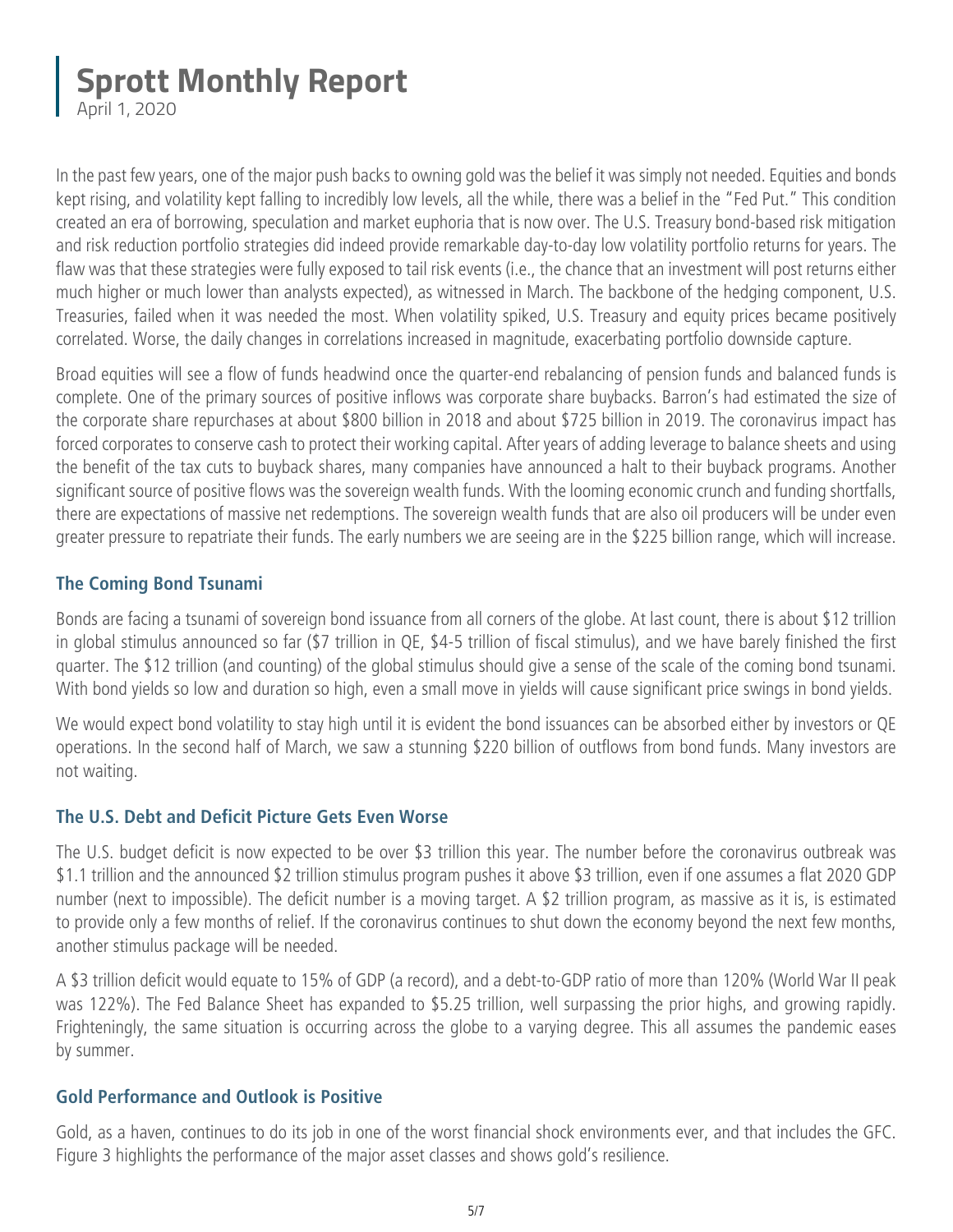# Sprott Monthly Report

April 1, 2020

In the past few years, one of the major push backs to owning gold was the belief it was simply not needed. Equities and bonds kept rising, and volatility kept falling to incredibly low levels, all the while, there was a belief in the "Fed Put." This condition created an era of borrowing, speculation and market euphoria that is now over. The U.S. Treasury bond-based risk mitigation and risk reduction portfolio strategies did indeed provide remarkable day-to-day low volatility portfolio returns for years. The flaw was that these strategies were fully exposed to tail risk events (i.e., the chance that an investment will post returns either much higher or much lower than analysts expected), as witnessed in March. The backbone of the hedging component, U.S. Treasuries, failed when it was needed the most. When volatility spiked, U.S. Treasury and equity prices became positively correlated. Worse, the daily changes in correlations increased in magnitude, exacerbating portfolio downside capture.

Broad equities will see a flow of funds headwind once the quarter-end rebalancing of pension funds and balanced funds is complete. One of the primary sources of positive inflows was corporate share buybacks. Barron's had estimated the size of the corporate share repurchases at about $800 billion in 2018 and about $725 billion in 2019. The coronavirus impact has forced corporates to conserve cash to protect their working capital. After years of adding leverage to balance sheets and using the benefit of the tax cuts to buyback shares, many companies have announced a halt to their buyback programs. Another significant source of positive flows was the sovereign wealth funds. With the looming economic crunch and funding shortfalls, there are expectations of massive net redemptions. The sovereign wealth funds that are also oil producers will be under even greater pressure to repatriate their funds. The early numbers we are seeing are in the $225 billion range, which will increase.

### The Coming Bond Tsunami

Bonds are facing a tsunami of sovereign bond issuance from all corners of the globe. At last count, there is about $12 trillion in global stimulus announced so far ($7 trillion in QE, $4-5 trillion of fiscal stimulus), and we have barely finished the first quarter. The $12 trillion (and counting) of the global stimulus should give a sense of the scale of the coming bond tsunami. With bond yields so low and duration so high, even a small move in yields will cause significant price swings in bond yields.

We would expect bond volatility to stay high until it is evident the bond issuances can be absorbed either by investors or QE operations. In the second half of March, we saw a stunning $220 billion of outflows from bond funds. Many investors are not waiting.

### The U.S. Debt and Deficit Picture Gets Even Worse

The U.S. budget deficit is now expected to be over $3 trillion this year. The number before the coronavirus outbreak was $1.1 trillion and the announced $2 trillion stimulus program pushes it above $3 trillion, even if one assumes a flat 2020 GDP number (next to impossible). The deficit number is a moving target. A $2 trillion program, as massive as it is, is estimated to provide only a few months of relief. If the coronavirus continues to shut down the economy beyond the next few months, another stimulus package will be needed.

A $3 trillion deficit would equate to 15% of GDP (a record), and a debt-to-GDP ratio of more than 120% (World War II peak was 122%). The Fed Balance Sheet has expanded to $5.25 trillion, well surpassing the prior highs, and growing rapidly. Frighteningly, the same situation is occurring across the globe to a varying degree. This all assumes the pandemic eases by summer.

### Gold Performance and Outlook is Positive

Gold, as a haven, continues to do its job in one of the worst financial shock environments ever, and that includes the GFC. Figure 3 highlights the performance of the major asset classes and shows gold's resilience.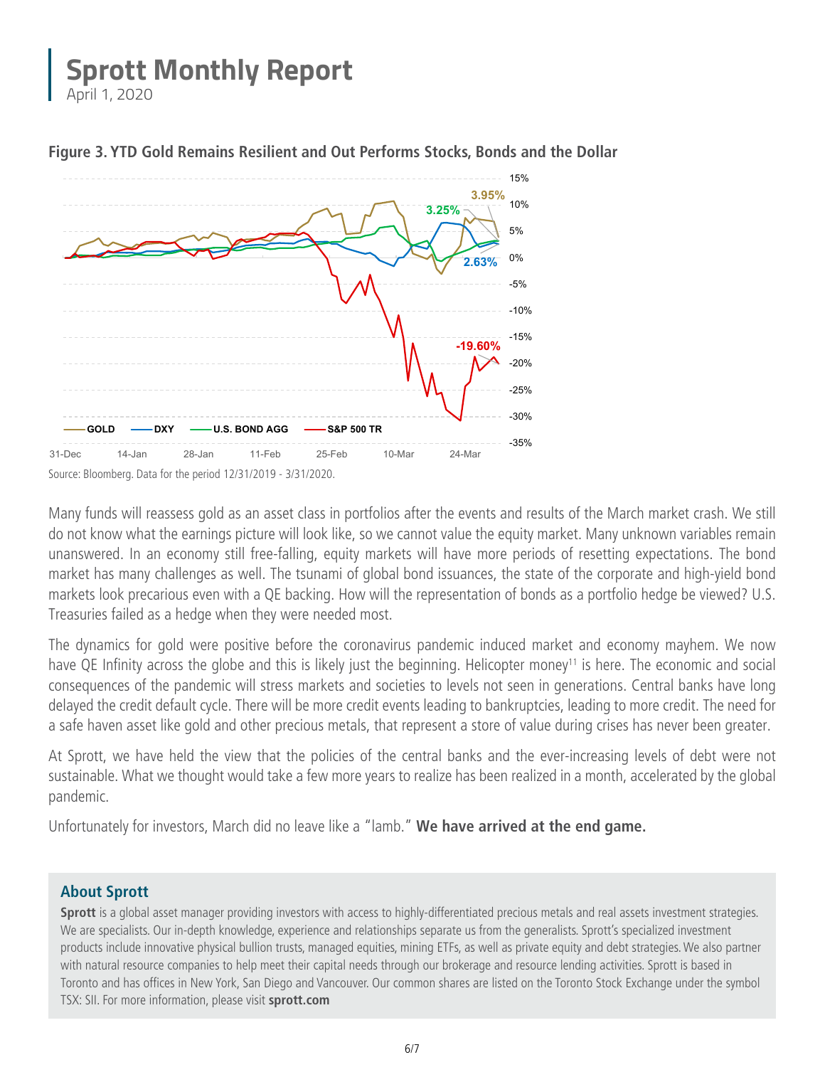## Figure 3. YTD Gold Remains Resilient and Out Performs Stocks, Bonds and the Dollar

Source: Bloomberg. Data for the period 12/31/2019 - 3/31/2020.

Many funds will reassess gold as an asset class in portfolios after the events and results of the March market crash. We still do not know what the earnings picture will look like, so we cannot value the equity market. Many unknown variables remain unanswered. In an economy still free-falling, equity markets will have more periods of resetting expectations. The bond market has many challenges as well. The tsunami of global bond issuances, the state of the corporate and high-yield bond markets look precarious even with a QE backing. How will the representation of bonds as a portfolio hedge be viewed? U.S. Treasuries failed as a hedge when they were needed most.

The dynamics for gold were positive before the coronavirus pandemic induced market and economy mayhem. We now have QE Infinity across the globe and this is likely just the beginning. Helicopter money[11] is here. The economic and social consequences of the pandemic will stress markets and societies to levels not seen in generations. Central banks have long delayed the credit default cycle. There will be more credit events leading to bankruptcies, leading to more credit. The need for a safe haven asset like gold and other precious metals, that represent a store of value during crises has never been greater.

At Sprott, we have held the view that the policies of the central banks and the ever-increasing levels of debt were not sustainable. What we thought would take a few more years to realize has been realized in a month, accelerated by the global pandemic.

Unfortunately for investors, March did no leave like a "lamb." **We have arrived at the end game.**

### About Sprott

**Sprott** is a global asset manager providing investors with access to highly-differentiated precious metals and real assets investment strategies. We are specialists. Our in-depth knowledge, experience and relationships separate us from the generalists. Sprott's specialized investment products include innovative physical bullion trusts, managed equities, mining ETFs, as well as private equity and debt strategies. We also partner with natural resource companies to help meet their capital needs through our brokerage and resource lending activities. Sprott is based in Toronto and has offices in New York, San Diego and Vancouver. Our common shares are listed on the Toronto Stock Exchange under the symbol TSX: SII. For more information, please visit **sprott.com**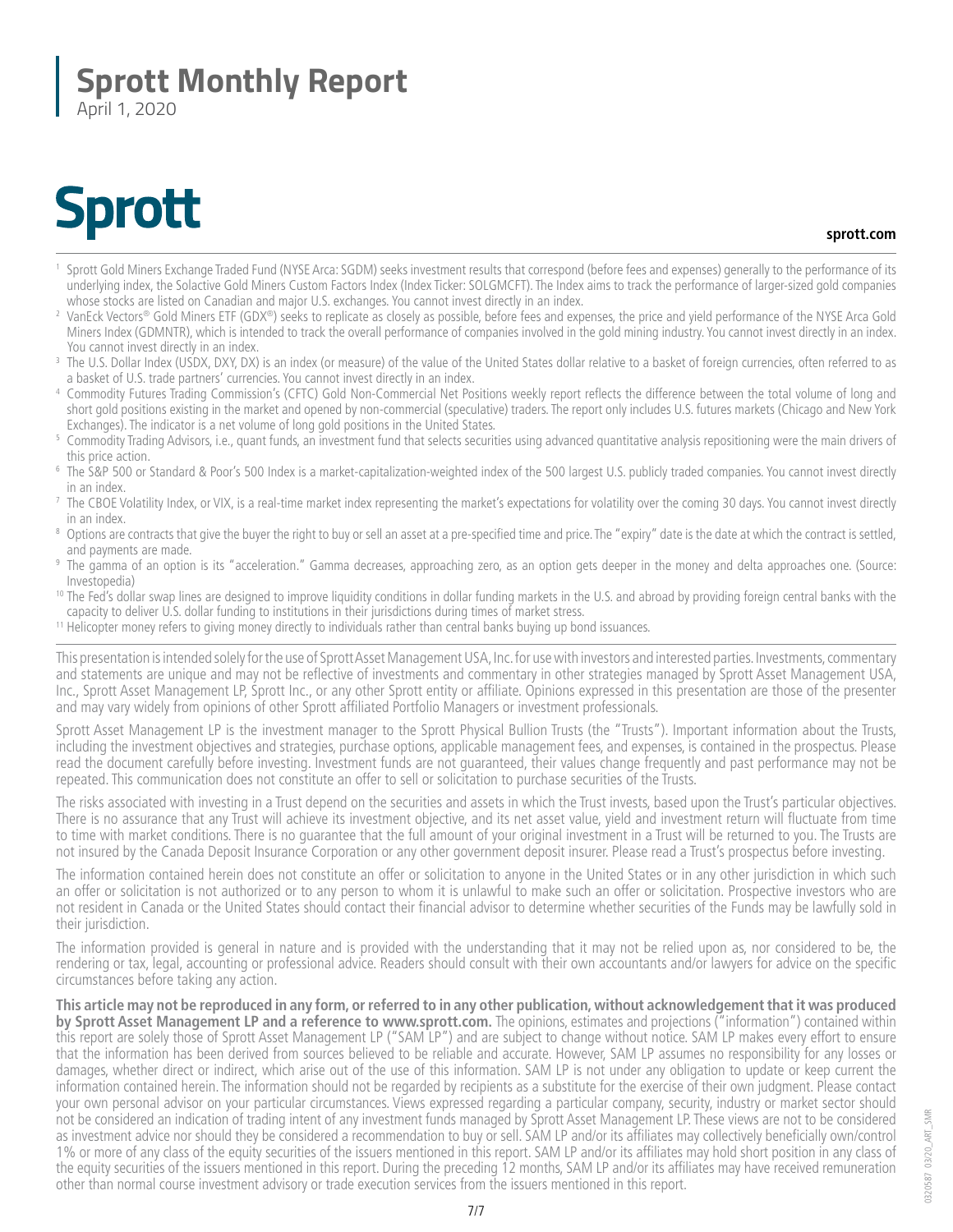# Sprott Monthly Report

April 1, 2020

**Sprott**

sprott.com

[1] Sprott Gold Miners Exchange Traded Fund (NYSE Arca: SGDM) seeks investment results that correspond (before fees and expenses) generally to the performance of its underlying index, the Solactive Gold Miners Custom Factors Index (Index Ticker: SOLGMCFT). The Index aims to track the performance of larger-sized gold companies whose stocks are listed on Canadian and major U.S. exchanges. You cannot invest directly in an index.

[2] VanEck Vectors® Gold Miners ETF (GDX®) seeks to replicate as closely as possible, before fees and expenses, the price and yield performance of the NYSE Arca Gold Miners Index (GDMNTR), which is intended to track the overall performance of companies involved in the gold mining industry. You cannot invest directly in an index. You cannot invest directly in an index.

[3] The U.S. Dollar Index (USDX, DXY, DX) is an index (or measure) of the value of the United States dollar relative to a basket of foreign currencies, often referred to as a basket of U.S. trade partners' currencies. You cannot invest directly in an index.

[4] Commodity Futures Trading Commission's (CFTC) Gold Non-Commercial Net Positions weekly report reflects the difference between the total volume of long and short gold positions existing in the market and opened by non-commercial (speculative) traders. The report only includes U.S. futures markets (Chicago and New York Exchanges). The indicator is a net volume of long gold positions in the United States.

[5] Commodity Trading Advisors, i.e., quant funds, an investment fund that selects securities using advanced quantitative analysis repositioning were the main drivers of this price action.

[6] The S&P 500 or Standard & Poor's 500 Index is a market-capitalization-weighted index of the 500 largest U.S. publicly traded companies. You cannot invest directly in an index.

[7] The CBOE Volatility Index, or VIX, is a real-time market index representing the market's expectations for volatility over the coming 30 days. You cannot invest directly in an index.

[8] Options are contracts that give the buyer the right to buy or sell an asset at a pre-specified time and price. The "expiry" date is the date at which the contract is settled, and payments are made.

[9] The gamma of an option is its "acceleration." Gamma decreases, approaching zero, as an option gets deeper in the money and delta approaches one. (Source: Investopedia)

[10] The Fed's dollar swap lines are designed to improve liquidity conditions in dollar funding markets in the U.S. and abroad by providing foreign central banks with the capacity to deliver U.S. dollar funding to institutions in their jurisdictions during times of market stress.

[11] Helicopter money refers to giving money directly to individuals rather than central banks buying up bond issuances.

---

This presentation is intended solely for the use of Sprott Asset Management USA, Inc. for use with investors and interested parties. Investments, commentary and statements are unique and may not be reflective of investments and commentary in other strategies managed by Sprott Asset Management USA, Inc., Sprott Asset Management LP, Sprott Inc., or any other Sprott entity or affiliate. Opinions expressed in this presentation are those of the presenter and may vary widely from opinions of other Sprott affiliated Portfolio Managers or investment professionals.

Sprott Asset Management LP is the investment manager to the Sprott Physical Bullion Trusts (the "Trusts"). Important information about the Trusts, including the investment objectives and strategies, purchase options, applicable management fees, and expenses, is contained in the prospectus. Please read the document carefully before investing. Investment funds are not guaranteed, their values change frequently and past performance may not be repeated. This communication does not constitute an offer to sell or solicitation to purchase securities of the Trusts.

The risks associated with investing in a Trust depend on the securities and assets in which the Trust invests, based upon the Trust's particular objectives. There is no assurance that any Trust will achieve its investment objective, and its net asset value, yield and investment return will fluctuate from time to time with market conditions. There is no guarantee that the full amount of your original investment in a Trust will be returned to you. The Trusts are not insured by the Canada Deposit Insurance Corporation or any other government deposit insurer. Please read a Trust's prospectus before investing.

The information contained herein does not constitute an offer or solicitation to anyone in the United States or in any other jurisdiction in which such an offer or solicitation is not authorized or to any person to whom it is unlawful to make such an offer or solicitation. Prospective investors who are not resident in Canada or the United States should contact their financial advisor to determine whether securities of the Funds may be lawfully sold in their jurisdiction.

The information provided is general in nature and is provided with the understanding that it may not be relied upon as, nor considered to be, the rendering or tax, legal, accounting or professional advice. Readers should consult with their own accountants and/or lawyers for advice on the specific circumstances before taking any action.

**This article may not be reproduced in any form, or referred to in any other publication, without acknowledgement that it was produced by Sprott Asset Management LP and a reference to www.sprott.com.** The opinions, estimates and projections ("information") contained within this report are solely those of Sprott Asset Management LP ("SAM LP") and are subject to change without notice. SAM LP makes every effort to ensure that the information has been derived from sources believed to be reliable and accurate. However, SAM LP assumes no responsibility for any losses or damages, whether direct or indirect, which arise out of the use of this information. SAM LP is not under any obligation to update or keep current the information contained herein. The information should not be regarded by recipients as a substitute for the exercise of their own judgment. Please contact your own personal advisor on your particular circumstances. Views expressed regarding a particular company, security, industry or market sector should not be considered an indication of trading intent of any investment funds managed by Sprott Asset Management LP. These views are not to be considered as investment advice nor should they be considered a recommendation to buy or sell. SAM LP and/or its affiliates may collectively beneficially own/control 1% or more of any class of the equity securities of the issuers mentioned in this report. SAM LP and/or its affiliates may hold short position in any class of the equity securities of the issuers mentioned in this report. During the preceding 12 months, SAM LP and/or its affiliates may have received remuneration other than normal course investment advisory or trade execution services from the issuers mentioned in this report.

0320587 03/20_ART_SMR